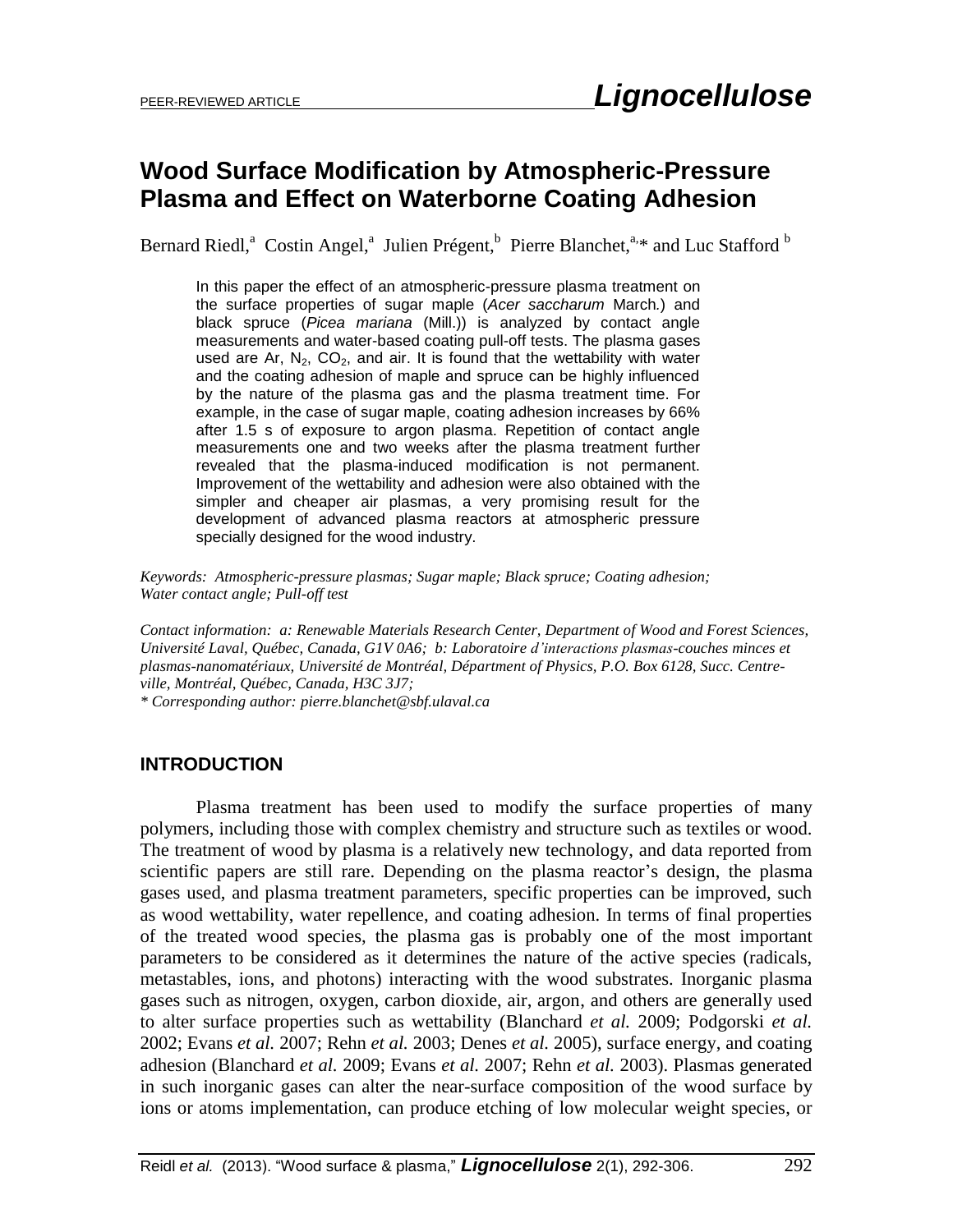# Wood Surface Modification by Atmospheric-Pressure Plasma and Effect on Waterborne Coating Adhesion

Bernard Riedl,[a] Costin Angel,[a] Julien Prégent,[b] Pierre Blanchet,[a,]* and Luc Stafford [b]

In this paper the effect of an atmospheric-pressure plasma treatment on the surface properties of sugar maple (*Acer saccharum* March.) and black spruce (*Picea mariana* (Mill.)) is analyzed by contact angle measurements and water-based coating pull-off tests. The plasma gases used are Ar, $N_2$, $CO_2$, and air. It is found that the wettability with water and the coating adhesion of maple and spruce can be highly influenced by the nature of the plasma gas and the plasma treatment time. For example, in the case of sugar maple, coating adhesion increases by 66% after 1.5 s of exposure to argon plasma. Repetition of contact angle measurements one and two weeks after the plasma treatment further revealed that the plasma-induced modification is not permanent. Improvement of the wettability and adhesion were also obtained with the simpler and cheaper air plasmas, a very promising result for the development of advanced plasma reactors at atmospheric pressure specially designed for the wood industry.

*Keywords: Atmospheric-pressure plasmas; Sugar maple; Black spruce; Coating adhesion; Water contact angle; Pull-off test*

*Contact information: a: Renewable Materials Research Center, Department of Wood and Forest Sciences, Université Laval, Québec, Canada, G1V 0A6; b: Laboratoire d'interactions plasmas-couches minces et plasmas-nanomatériaux, Université de Montréal, Départment of Physics, P.O. Box 6128, Succ. Centre-ville, Montréal, Québec, Canada, H3C 3J7;*
*\* Corresponding author: pierre.blanchet@sbf.ulaval.ca*

## INTRODUCTION

Plasma treatment has been used to modify the surface properties of many polymers, including those with complex chemistry and structure such as textiles or wood. The treatment of wood by plasma is a relatively new technology, and data reported from scientific papers are still rare. Depending on the plasma reactor's design, the plasma gases used, and plasma treatment parameters, specific properties can be improved, such as wood wettability, water repellence, and coating adhesion. In terms of final properties of the treated wood species, the plasma gas is probably one of the most important parameters to be considered as it determines the nature of the active species (radicals, metastables, ions, and photons) interacting with the wood substrates. Inorganic plasma gases such as nitrogen, oxygen, carbon dioxide, air, argon, and others are generally used to alter surface properties such as wettability (Blanchard *et al.* 2009; Podgorski *et al.* 2002; Evans *et al.* 2007; Rehn *et al.* 2003; Denes *et al.* 2005), surface energy, and coating adhesion (Blanchard *et al.* 2009; Evans *et al.* 2007; Rehn *et al.* 2003). Plasmas generated in such inorganic gases can alter the near-surface composition of the wood surface by ions or atoms implementation, can produce etching of low molecular weight species, or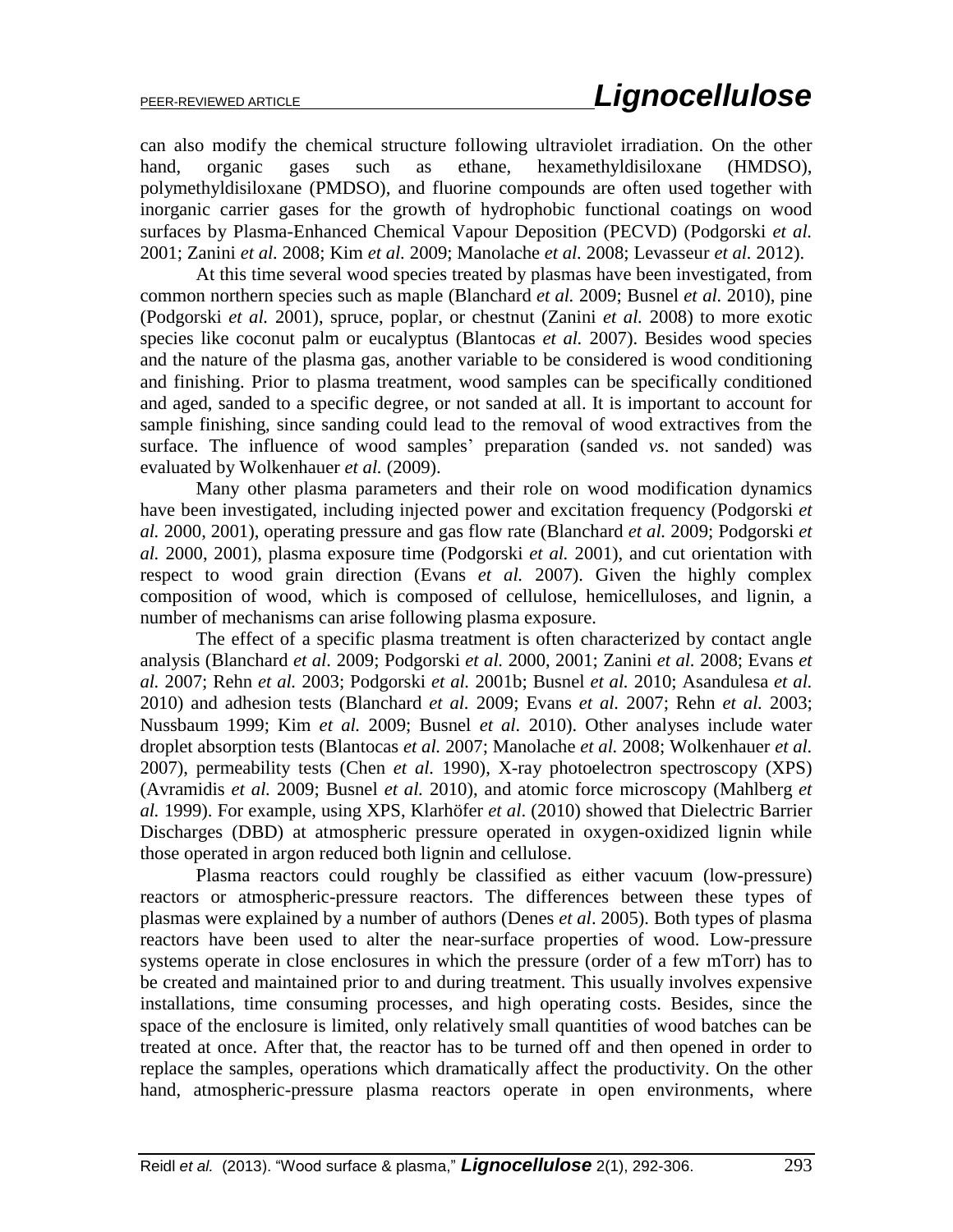can also modify the chemical structure following ultraviolet irradiation. On the other hand, organic gases such as ethane, hexamethyldisiloxane (HMDSO), polymethyldisiloxane (PMDSO), and fluorine compounds are often used together with inorganic carrier gases for the growth of hydrophobic functional coatings on wood surfaces by Plasma-Enhanced Chemical Vapour Deposition (PECVD) (Podgorski *et al.* 2001; Zanini *et al.* 2008; Kim *et al.* 2009; Manolache *et al.* 2008; Levasseur *et al.* 2012).

At this time several wood species treated by plasmas have been investigated, from common northern species such as maple (Blanchard *et al.* 2009; Busnel *et al.* 2010), pine (Podgorski *et al.* 2001), spruce, poplar, or chestnut (Zanini *et al.* 2008) to more exotic species like coconut palm or eucalyptus (Blantocas *et al.* 2007). Besides wood species and the nature of the plasma gas, another variable to be considered is wood conditioning and finishing. Prior to plasma treatment, wood samples can be specifically conditioned and aged, sanded to a specific degree, or not sanded at all. It is important to account for sample finishing, since sanding could lead to the removal of wood extractives from the surface. The influence of wood samples' preparation (sanded *vs*. not sanded) was evaluated by Wolkenhauer *et al.* (2009).

Many other plasma parameters and their role on wood modification dynamics have been investigated, including injected power and excitation frequency (Podgorski *et al.* 2000, 2001), operating pressure and gas flow rate (Blanchard *et al.* 2009; Podgorski *et al.* 2000, 2001), plasma exposure time (Podgorski *et al.* 2001), and cut orientation with respect to wood grain direction (Evans *et al.* 2007). Given the highly complex composition of wood, which is composed of cellulose, hemicelluloses, and lignin, a number of mechanisms can arise following plasma exposure.

The effect of a specific plasma treatment is often characterized by contact angle analysis (Blanchard *et al.* 2009; Podgorski *et al.* 2000, 2001; Zanini *et al.* 2008; Evans *et al.* 2007; Rehn *et al.* 2003; Podgorski *et al.* 2001b; Busnel *et al.* 2010; Asandulesa *et al.* 2010) and adhesion tests (Blanchard *et al.* 2009; Evans *et al.* 2007; Rehn *et al.* 2003; Nussbaum 1999; Kim *et al.* 2009; Busnel *et al.* 2010). Other analyses include water droplet absorption tests (Blantocas *et al.* 2007; Manolache *et al.* 2008; Wolkenhauer *et al.* 2007), permeability tests (Chen *et al.* 1990), X-ray photoelectron spectroscopy (XPS) (Avramidis *et al.* 2009; Busnel *et al.* 2010), and atomic force microscopy (Mahlberg *et al.* 1999). For example, using XPS, Klarhöfer *et al.* (2010) showed that Dielectric Barrier Discharges (DBD) at atmospheric pressure operated in oxygen-oxidized lignin while those operated in argon reduced both lignin and cellulose.

Plasma reactors could roughly be classified as either vacuum (low-pressure) reactors or atmospheric-pressure reactors. The differences between these types of plasmas were explained by a number of authors (Denes *et al*. 2005). Both types of plasma reactors have been used to alter the near-surface properties of wood. Low-pressure systems operate in close enclosures in which the pressure (order of a few mTorr) has to be created and maintained prior to and during treatment. This usually involves expensive installations, time consuming processes, and high operating costs. Besides, since the space of the enclosure is limited, only relatively small quantities of wood batches can be treated at once. After that, the reactor has to be turned off and then opened in order to replace the samples, operations which dramatically affect the productivity. On the other hand, atmospheric-pressure plasma reactors operate in open environments, where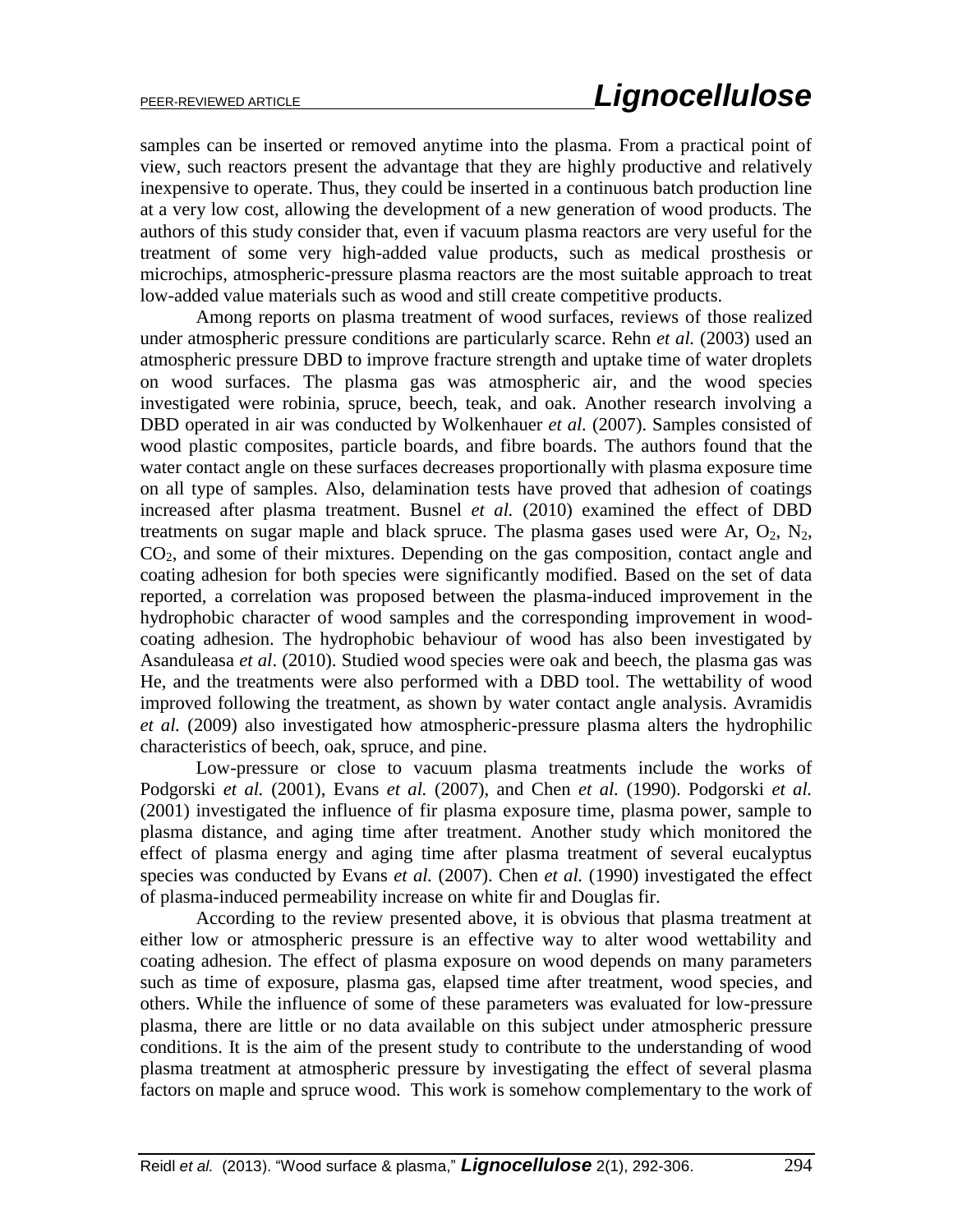samples can be inserted or removed anytime into the plasma. From a practical point of view, such reactors present the advantage that they are highly productive and relatively inexpensive to operate. Thus, they could be inserted in a continuous batch production line at a very low cost, allowing the development of a new generation of wood products. The authors of this study consider that, even if vacuum plasma reactors are very useful for the treatment of some very high-added value products, such as medical prosthesis or microchips, atmospheric-pressure plasma reactors are the most suitable approach to treat low-added value materials such as wood and still create competitive products.

Among reports on plasma treatment of wood surfaces, reviews of those realized under atmospheric pressure conditions are particularly scarce. Rehn *et al.* (2003) used an atmospheric pressure DBD to improve fracture strength and uptake time of water droplets on wood surfaces. The plasma gas was atmospheric air, and the wood species investigated were robinia, spruce, beech, teak, and oak. Another research involving a DBD operated in air was conducted by Wolkenhauer *et al.* (2007). Samples consisted of wood plastic composites, particle boards, and fibre boards. The authors found that the water contact angle on these surfaces decreases proportionally with plasma exposure time on all type of samples. Also, delamination tests have proved that adhesion of coatings increased after plasma treatment. Busnel *et al.* (2010) examined the effect of DBD treatments on sugar maple and black spruce. The plasma gases used were Ar, $O_2$, $N_2$, $CO_2$, and some of their mixtures. Depending on the gas composition, contact angle and coating adhesion for both species were significantly modified. Based on the set of data reported, a correlation was proposed between the plasma-induced improvement in the hydrophobic character of wood samples and the corresponding improvement in wood-coating adhesion. The hydrophobic behaviour of wood has also been investigated by Asanduleasa *et al*. (2010). Studied wood species were oak and beech, the plasma gas was He, and the treatments were also performed with a DBD tool. The wettability of wood improved following the treatment, as shown by water contact angle analysis. Avramidis *et al.* (2009) also investigated how atmospheric-pressure plasma alters the hydrophilic characteristics of beech, oak, spruce, and pine.

Low-pressure or close to vacuum plasma treatments include the works of Podgorski *et al.* (2001), Evans *et al.* (2007), and Chen *et al.* (1990). Podgorski *et al.* (2001) investigated the influence of fir plasma exposure time, plasma power, sample to plasma distance, and aging time after treatment. Another study which monitored the effect of plasma energy and aging time after plasma treatment of several eucalyptus species was conducted by Evans *et al.* (2007). Chen *et al.* (1990) investigated the effect of plasma-induced permeability increase on white fir and Douglas fir.

According to the review presented above, it is obvious that plasma treatment at either low or atmospheric pressure is an effective way to alter wood wettability and coating adhesion. The effect of plasma exposure on wood depends on many parameters such as time of exposure, plasma gas, elapsed time after treatment, wood species, and others. While the influence of some of these parameters was evaluated for low-pressure plasma, there are little or no data available on this subject under atmospheric pressure conditions. It is the aim of the present study to contribute to the understanding of wood plasma treatment at atmospheric pressure by investigating the effect of several plasma factors on maple and spruce wood. This work is somehow complementary to the work of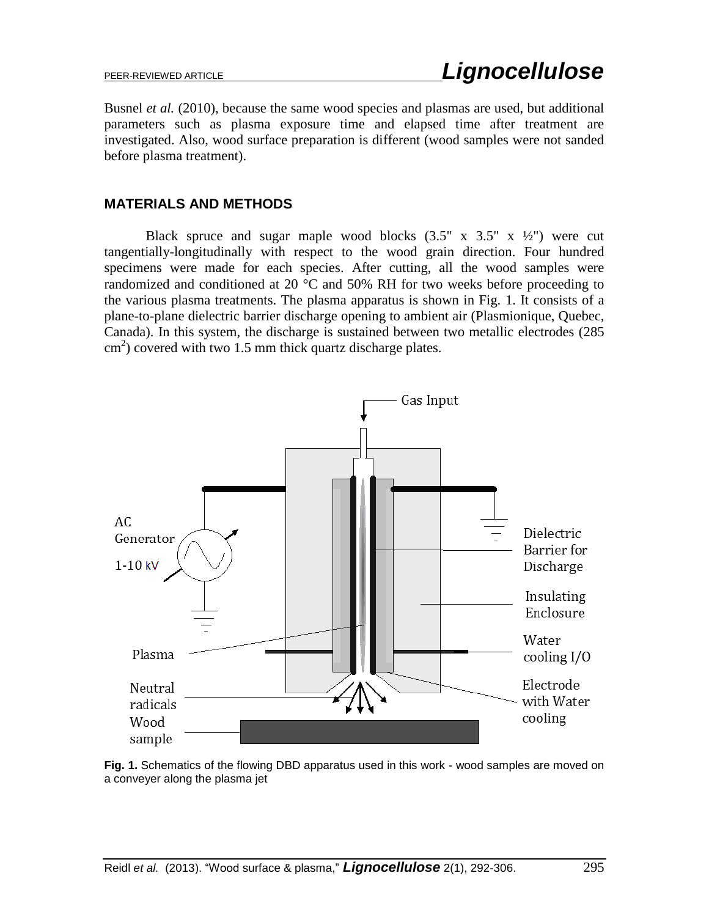Busnel *et al.* (2010), because the same wood species and plasmas are used, but additional parameters such as plasma exposure time and elapsed time after treatment are investigated. Also, wood surface preparation is different (wood samples were not sanded before plasma treatment).

## MATERIALS AND METHODS

Black spruce and sugar maple wood blocks (3.5" x 3.5" x ½") were cut tangentially-longitudinally with respect to the wood grain direction. Four hundred specimens were made for each species. After cutting, all the wood samples were randomized and conditioned at 20 °C and 50% RH for two weeks before proceeding to the various plasma treatments. The plasma apparatus is shown in Fig. 1. It consists of a plane-to-plane dielectric barrier discharge opening to ambient air (Plasmionique, Quebec, Canada). In this system, the discharge is sustained between two metallic electrodes (285 $cm^2$) covered with two 1.5 mm thick quartz discharge plates.

**Fig. 1.** Schematics of the flowing DBD apparatus used in this work - wood samples are moved on a conveyer along the plasma jet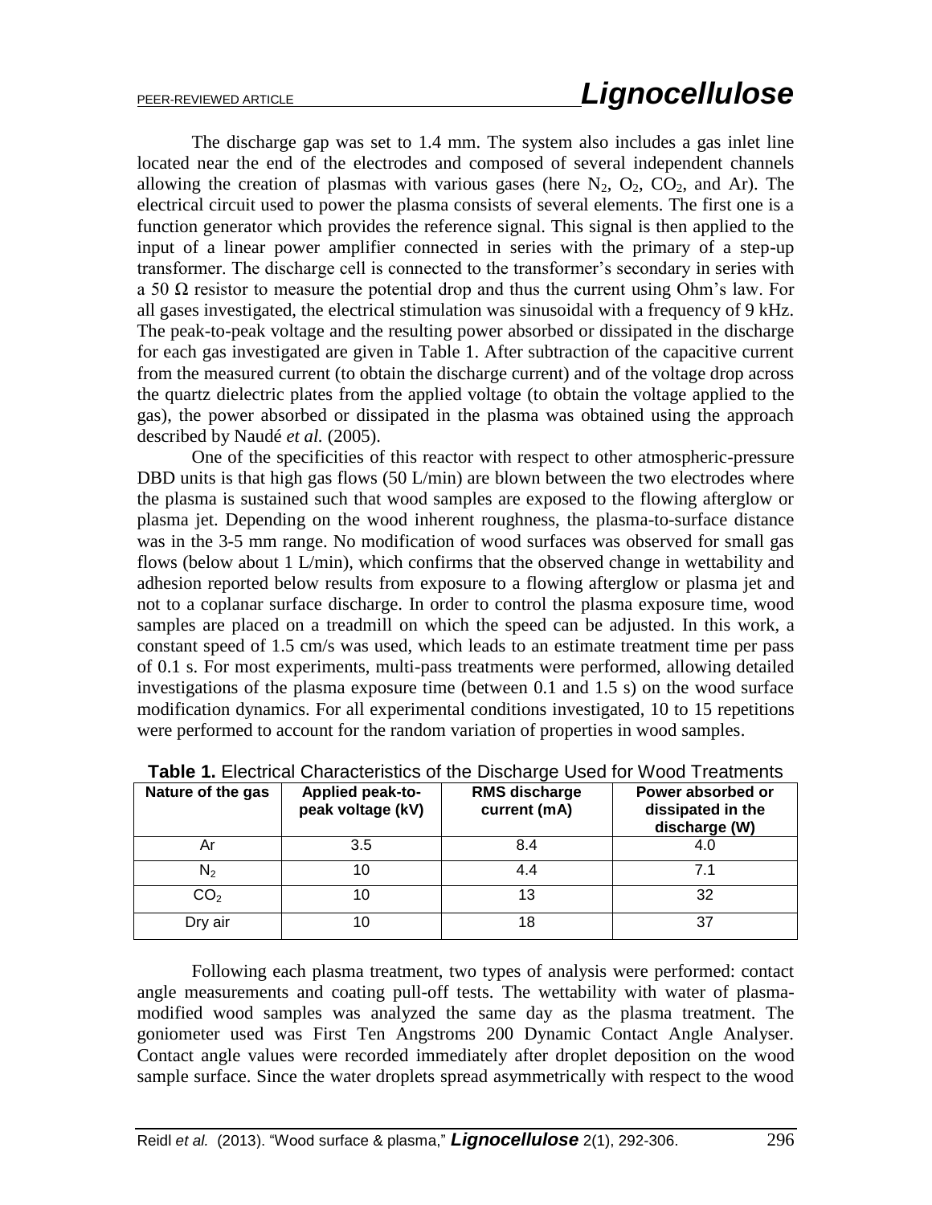The discharge gap was set to 1.4 mm. The system also includes a gas inlet line located near the end of the electrodes and composed of several independent channels allowing the creation of plasmas with various gases (here $N_2$, $O_2$, $CO_2$, and Ar). The electrical circuit used to power the plasma consists of several elements. The first one is a function generator which provides the reference signal. This signal is then applied to the input of a linear power amplifier connected in series with the primary of a step-up transformer. The discharge cell is connected to the transformer's secondary in series with a 50 Ω resistor to measure the potential drop and thus the current using Ohm's law. For all gases investigated, the electrical stimulation was sinusoidal with a frequency of 9 kHz. The peak-to-peak voltage and the resulting power absorbed or dissipated in the discharge for each gas investigated are given in Table 1. After subtraction of the capacitive current from the measured current (to obtain the discharge current) and of the voltage drop across the quartz dielectric plates from the applied voltage (to obtain the voltage applied to the gas), the power absorbed or dissipated in the plasma was obtained using the approach described by Naudé *et al.* (2005).

One of the specificities of this reactor with respect to other atmospheric-pressure DBD units is that high gas flows (50 L/min) are blown between the two electrodes where the plasma is sustained such that wood samples are exposed to the flowing afterglow or plasma jet. Depending on the wood inherent roughness, the plasma-to-surface distance was in the 3-5 mm range. No modification of wood surfaces was observed for small gas flows (below about 1 L/min), which confirms that the observed change in wettability and adhesion reported below results from exposure to a flowing afterglow or plasma jet and not to a coplanar surface discharge. In order to control the plasma exposure time, wood samples are placed on a treadmill on which the speed can be adjusted. In this work, a constant speed of 1.5 cm/s was used, which leads to an estimate treatment time per pass of 0.1 s. For most experiments, multi-pass treatments were performed, allowing detailed investigations of the plasma exposure time (between 0.1 and 1.5 s) on the wood surface modification dynamics. For all experimental conditions investigated, 10 to 15 repetitions were performed to account for the random variation of properties in wood samples.

**Table 1.** Electrical Characteristics of the Discharge Used for Wood Treatments

| Nature of the gas | Applied peak-to-peak voltage (kV) | RMS discharge current (mA) | Power absorbed or dissipated in the discharge (W) |
|---|---|---|---|
| Ar | 3.5 | 8.4 | 4.0 |
| $N_2$ | 10 | 4.4 | 7.1 |
| $CO_2$ | 10 | 13 | 32 |
| Dry air | 10 | 18 | 37 |

Following each plasma treatment, two types of analysis were performed: contact angle measurements and coating pull-off tests. The wettability with water of plasma-modified wood samples was analyzed the same day as the plasma treatment. The goniometer used was First Ten Angstroms 200 Dynamic Contact Angle Analyser. Contact angle values were recorded immediately after droplet deposition on the wood sample surface. Since the water droplets spread asymmetrically with respect to the wood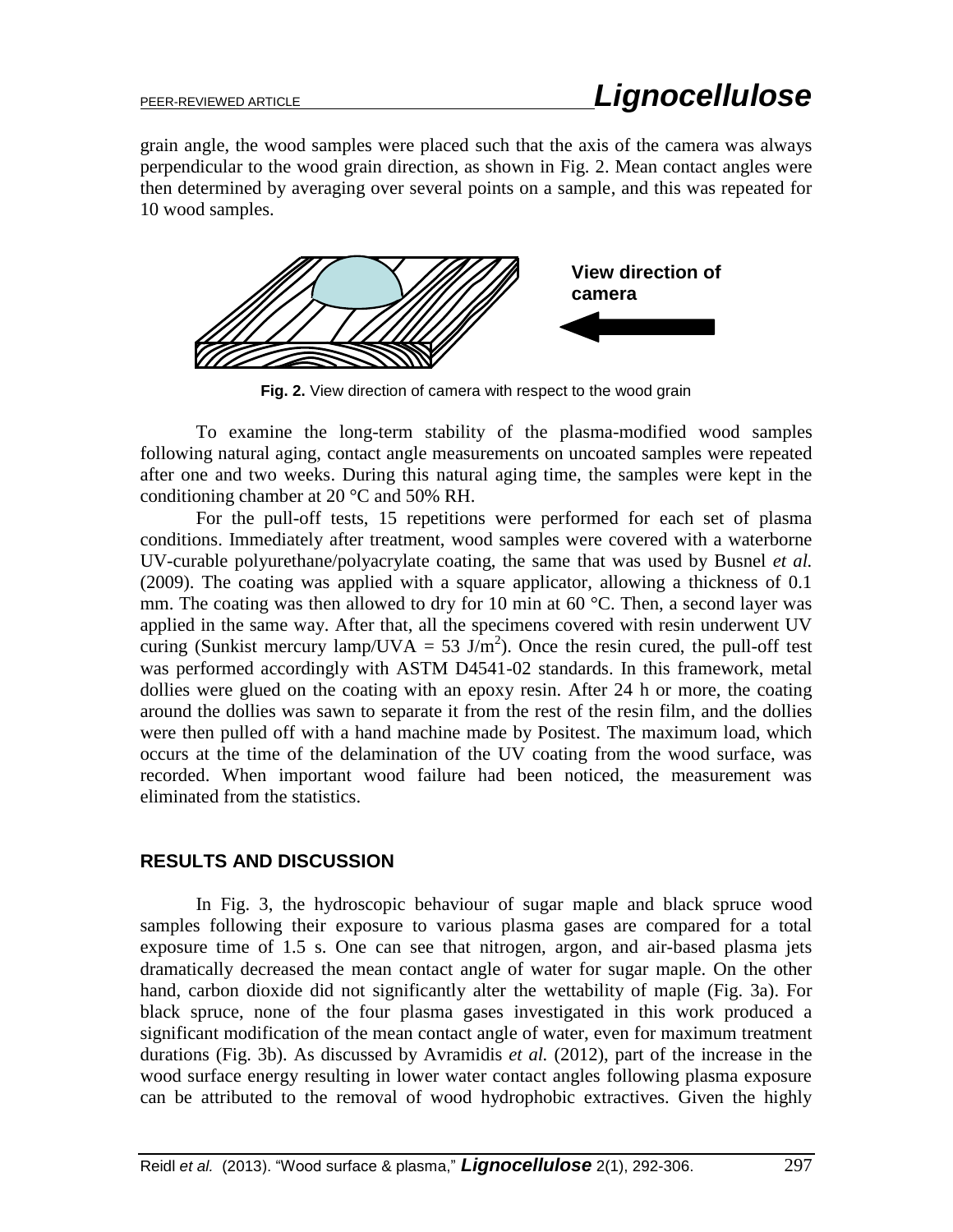grain angle, the wood samples were placed such that the axis of the camera was always perpendicular to the wood grain direction, as shown in Fig. 2. Mean contact angles were then determined by averaging over several points on a sample, and this was repeated for 10 wood samples.

View direction of camera

**Fig. 2.** View direction of camera with respect to the wood grain

To examine the long-term stability of the plasma-modified wood samples following natural aging, contact angle measurements on uncoated samples were repeated after one and two weeks. During this natural aging time, the samples were kept in the conditioning chamber at 20 °C and 50% RH.

For the pull-off tests, 15 repetitions were performed for each set of plasma conditions. Immediately after treatment, wood samples were covered with a waterborne UV-curable polyurethane/polyacrylate coating, the same that was used by Busnel *et al.* (2009). The coating was applied with a square applicator, allowing a thickness of 0.1 mm. The coating was then allowed to dry for 10 min at 60 °C. Then, a second layer was applied in the same way. After that, all the specimens covered with resin underwent UV curing (Sunkist mercury lamp/UVA = 53 $J/m^2$). Once the resin cured, the pull-off test was performed accordingly with ASTM D4541-02 standards. In this framework, metal dollies were glued on the coating with an epoxy resin. After 24 h or more, the coating around the dollies was sawn to separate it from the rest of the resin film, and the dollies were then pulled off with a hand machine made by Positest. The maximum load, which occurs at the time of the delamination of the UV coating from the wood surface, was recorded. When important wood failure had been noticed, the measurement was eliminated from the statistics.

## RESULTS AND DISCUSSION

In Fig. 3, the hydroscopic behaviour of sugar maple and black spruce wood samples following their exposure to various plasma gases are compared for a total exposure time of 1.5 s. One can see that nitrogen, argon, and air-based plasma jets dramatically decreased the mean contact angle of water for sugar maple. On the other hand, carbon dioxide did not significantly alter the wettability of maple (Fig. 3a). For black spruce, none of the four plasma gases investigated in this work produced a significant modification of the mean contact angle of water, even for maximum treatment durations (Fig. 3b). As discussed by Avramidis *et al.* (2012), part of the increase in the wood surface energy resulting in lower water contact angles following plasma exposure can be attributed to the removal of wood hydrophobic extractives. Given the highly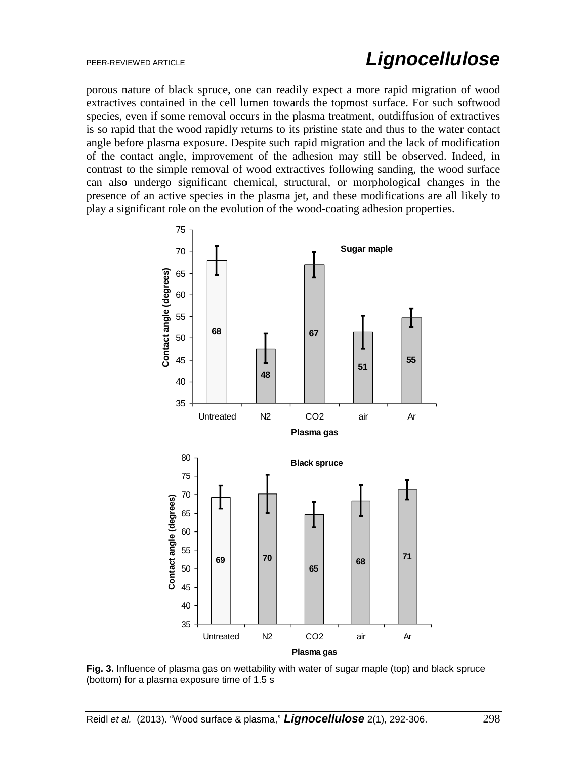porous nature of black spruce, one can readily expect a more rapid migration of wood extractives contained in the cell lumen towards the topmost surface. For such softwood species, even if some removal occurs in the plasma treatment, outdiffusion of extractives is so rapid that the wood rapidly returns to its pristine state and thus to the water contact angle before plasma exposure. Despite such rapid migration and the lack of modification of the contact angle, improvement of the adhesion may still be observed. Indeed, in contrast to the simple removal of wood extractives following sanding, the wood surface can also undergo significant chemical, structural, or morphological changes in the presence of an active species in the plasma jet, and these modifications are all likely to play a significant role on the evolution of the wood-coating adhesion properties.

**Fig. 3.** Influence of plasma gas on wettability with water of sugar maple (top) and black spruce (bottom) for a plasma exposure time of 1.5 s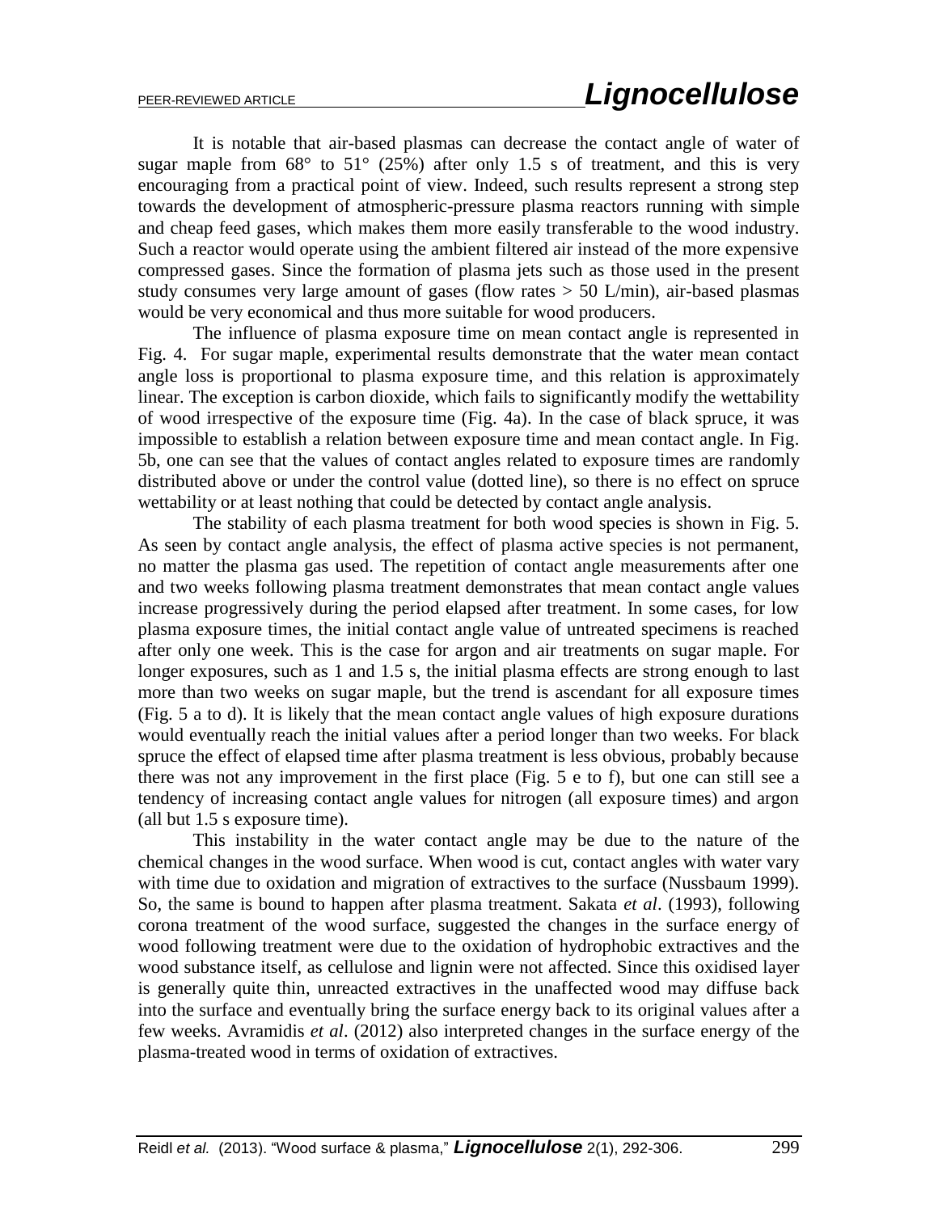It is notable that air-based plasmas can decrease the contact angle of water of sugar maple from 68° to 51° (25%) after only 1.5 s of treatment, and this is very encouraging from a practical point of view. Indeed, such results represent a strong step towards the development of atmospheric-pressure plasma reactors running with simple and cheap feed gases, which makes them more easily transferable to the wood industry. Such a reactor would operate using the ambient filtered air instead of the more expensive compressed gases. Since the formation of plasma jets such as those used in the present study consumes very large amount of gases (flow rates > 50 L/min), air-based plasmas would be very economical and thus more suitable for wood producers.

The influence of plasma exposure time on mean contact angle is represented in Fig. 4. For sugar maple, experimental results demonstrate that the water mean contact angle loss is proportional to plasma exposure time, and this relation is approximately linear. The exception is carbon dioxide, which fails to significantly modify the wettability of wood irrespective of the exposure time (Fig. 4a). In the case of black spruce, it was impossible to establish a relation between exposure time and mean contact angle. In Fig. 5b, one can see that the values of contact angles related to exposure times are randomly distributed above or under the control value (dotted line), so there is no effect on spruce wettability or at least nothing that could be detected by contact angle analysis.

The stability of each plasma treatment for both wood species is shown in Fig. 5. As seen by contact angle analysis, the effect of plasma active species is not permanent, no matter the plasma gas used. The repetition of contact angle measurements after one and two weeks following plasma treatment demonstrates that mean contact angle values increase progressively during the period elapsed after treatment. In some cases, for low plasma exposure times, the initial contact angle value of untreated specimens is reached after only one week. This is the case for argon and air treatments on sugar maple. For longer exposures, such as 1 and 1.5 s, the initial plasma effects are strong enough to last more than two weeks on sugar maple, but the trend is ascendant for all exposure times (Fig. 5 a to d). It is likely that the mean contact angle values of high exposure durations would eventually reach the initial values after a period longer than two weeks. For black spruce the effect of elapsed time after plasma treatment is less obvious, probably because there was not any improvement in the first place (Fig. 5 e to f), but one can still see a tendency of increasing contact angle values for nitrogen (all exposure times) and argon (all but 1.5 s exposure time).

This instability in the water contact angle may be due to the nature of the chemical changes in the wood surface. When wood is cut, contact angles with water vary with time due to oxidation and migration of extractives to the surface (Nussbaum 1999). So, the same is bound to happen after plasma treatment. Sakata *et al*. (1993), following corona treatment of the wood surface, suggested the changes in the surface energy of wood following treatment were due to the oxidation of hydrophobic extractives and the wood substance itself, as cellulose and lignin were not affected. Since this oxidised layer is generally quite thin, unreacted extractives in the unaffected wood may diffuse back into the surface and eventually bring the surface energy back to its original values after a few weeks. Avramidis *et al*. (2012) also interpreted changes in the surface energy of the plasma-treated wood in terms of oxidation of extractives.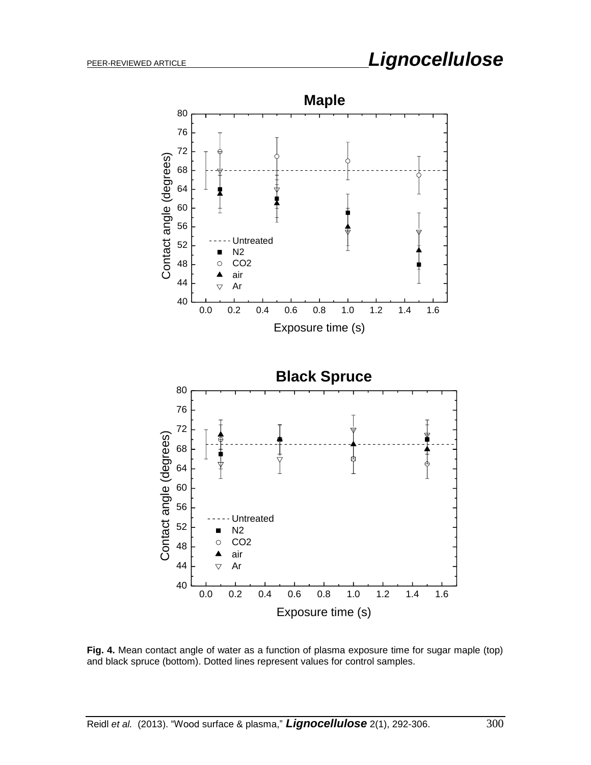**Fig. 4.** Mean contact angle of water as a function of plasma exposure time for sugar maple (top) and black spruce (bottom). Dotted lines represent values for control samples.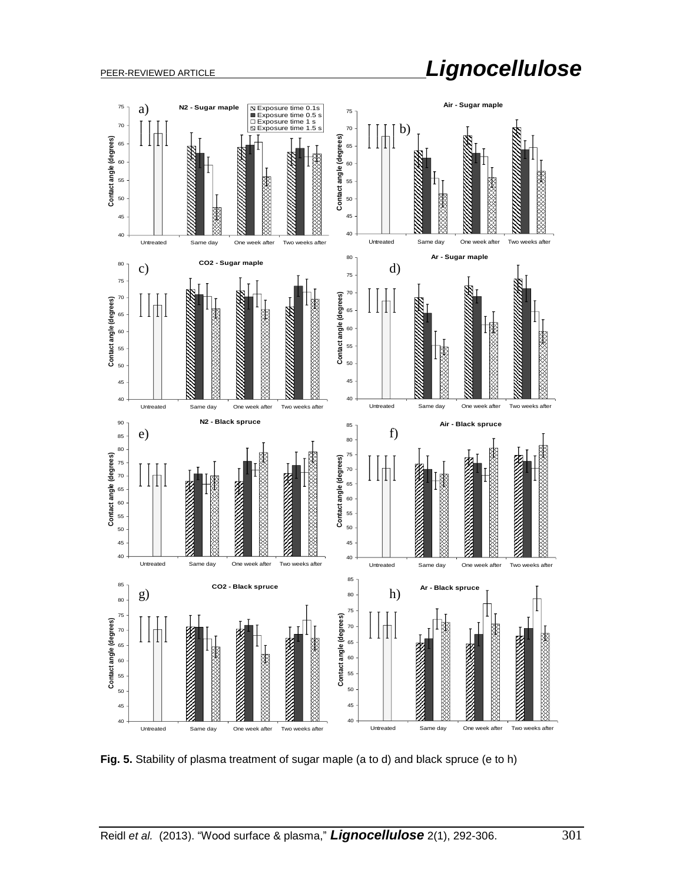**Fig. 5.** Stability of plasma treatment of sugar maple (a to d) and black spruce (e to h)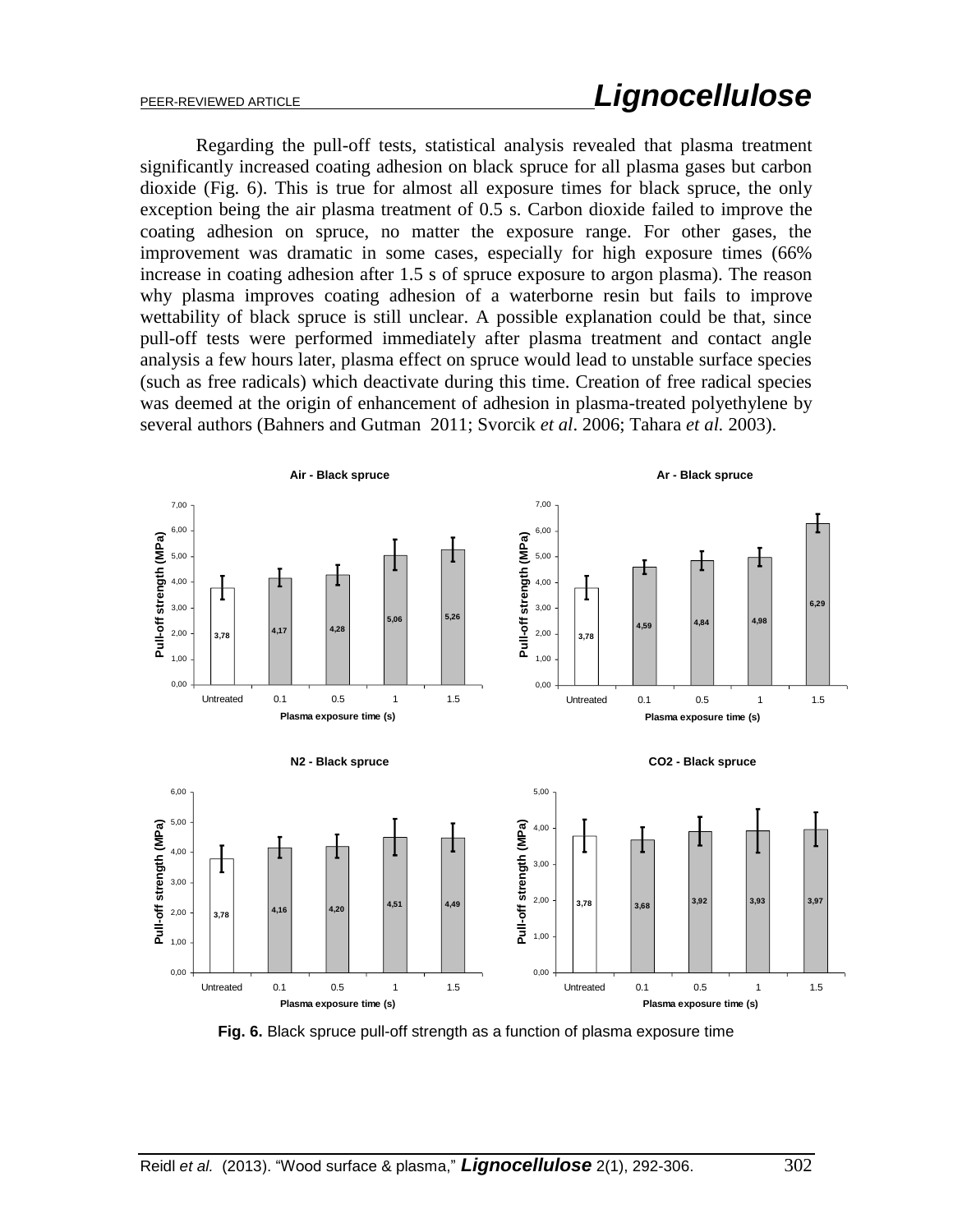Regarding the pull-off tests, statistical analysis revealed that plasma treatment significantly increased coating adhesion on black spruce for all plasma gases but carbon dioxide (Fig. 6). This is true for almost all exposure times for black spruce, the only exception being the air plasma treatment of 0.5 s. Carbon dioxide failed to improve the coating adhesion on spruce, no matter the exposure range. For other gases, the improvement was dramatic in some cases, especially for high exposure times (66% increase in coating adhesion after 1.5 s of spruce exposure to argon plasma). The reason why plasma improves coating adhesion of a waterborne resin but fails to improve wettability of black spruce is still unclear. A possible explanation could be that, since pull-off tests were performed immediately after plasma treatment and contact angle analysis a few hours later, plasma effect on spruce would lead to unstable surface species (such as free radicals) which deactivate during this time. Creation of free radical species was deemed at the origin of enhancement of adhesion in plasma-treated polyethylene by several authors (Bahners and Gutman 2011; Svorcik *et al*. 2006; Tahara *et al.* 2003).

**Fig. 6.** Black spruce pull-off strength as a function of plasma exposure time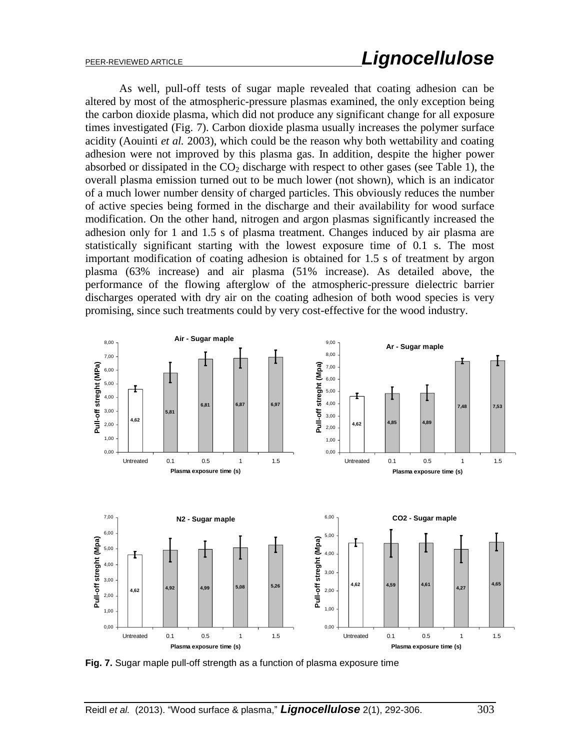As well, pull-off tests of sugar maple revealed that coating adhesion can be altered by most of the atmospheric-pressure plasmas examined, the only exception being the carbon dioxide plasma, which did not produce any significant change for all exposure times investigated (Fig. 7). Carbon dioxide plasma usually increases the polymer surface acidity (Aouinti *et al.* 2003), which could be the reason why both wettability and coating adhesion were not improved by this plasma gas. In addition, despite the higher power absorbed or dissipated in the $CO_2$ discharge with respect to other gases (see Table 1), the overall plasma emission turned out to be much lower (not shown), which is an indicator of a much lower number density of charged particles. This obviously reduces the number of active species being formed in the discharge and their availability for wood surface modification. On the other hand, nitrogen and argon plasmas significantly increased the adhesion only for 1 and 1.5 s of plasma treatment. Changes induced by air plasma are statistically significant starting with the lowest exposure time of 0.1 s. The most important modification of coating adhesion is obtained for 1.5 s of treatment by argon plasma (63% increase) and air plasma (51% increase). As detailed above, the performance of the flowing afterglow of the atmospheric-pressure dielectric barrier discharges operated with dry air on the coating adhesion of both wood species is very promising, since such treatments could by very cost-effective for the wood industry.

**Fig. 7.** Sugar maple pull-off strength as a function of plasma exposure time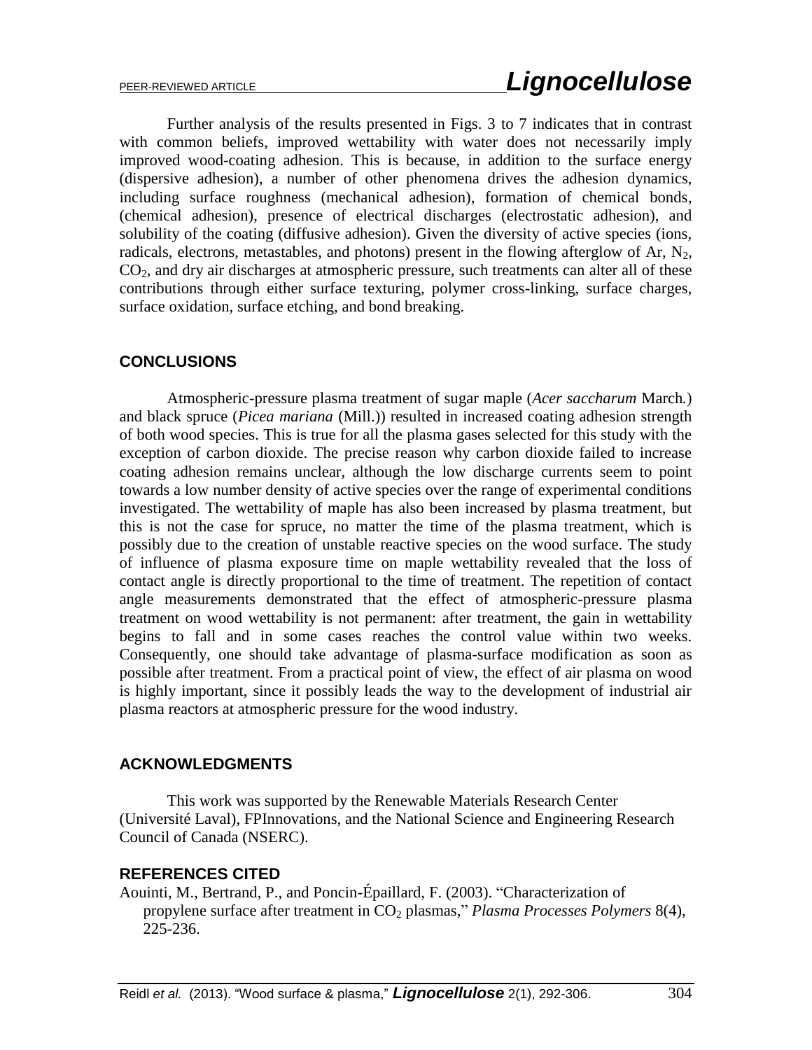Further analysis of the results presented in Figs. 3 to 7 indicates that in contrast with common beliefs, improved wettability with water does not necessarily imply improved wood-coating adhesion. This is because, in addition to the surface energy (dispersive adhesion), a number of other phenomena drives the adhesion dynamics, including surface roughness (mechanical adhesion), formation of chemical bonds, (chemical adhesion), presence of electrical discharges (electrostatic adhesion), and solubility of the coating (diffusive adhesion). Given the diversity of active species (ions, radicals, electrons, metastables, and photons) present in the flowing afterglow of Ar, $N_2$, $CO_2$, and dry air discharges at atmospheric pressure, such treatments can alter all of these contributions through either surface texturing, polymer cross-linking, surface charges, surface oxidation, surface etching, and bond breaking.

## CONCLUSIONS

Atmospheric-pressure plasma treatment of sugar maple (*Acer saccharum* March.) and black spruce (*Picea mariana* (Mill.)) resulted in increased coating adhesion strength of both wood species. This is true for all the plasma gases selected for this study with the exception of carbon dioxide. The precise reason why carbon dioxide failed to increase coating adhesion remains unclear, although the low discharge currents seem to point towards a low number density of active species over the range of experimental conditions investigated. The wettability of maple has also been increased by plasma treatment, but this is not the case for spruce, no matter the time of the plasma treatment, which is possibly due to the creation of unstable reactive species on the wood surface. The study of influence of plasma exposure time on maple wettability revealed that the loss of contact angle is directly proportional to the time of treatment. The repetition of contact angle measurements demonstrated that the effect of atmospheric-pressure plasma treatment on wood wettability is not permanent: after treatment, the gain in wettability begins to fall and in some cases reaches the control value within two weeks. Consequently, one should take advantage of plasma-surface modification as soon as possible after treatment. From a practical point of view, the effect of air plasma on wood is highly important, since it possibly leads the way to the development of industrial air plasma reactors at atmospheric pressure for the wood industry.

## ACKNOWLEDGMENTS

This work was supported by the Renewable Materials Research Center (Université Laval), FPInnovations, and the National Science and Engineering Research Council of Canada (NSERC).

## REFERENCES CITED

Aouinti, M., Bertrand, P., and Poncin-Épaillard, F. (2003). "Characterization of propylene surface after treatment in $CO_2$ plasmas," *Plasma Processes Polymers* 8(4), 225-236.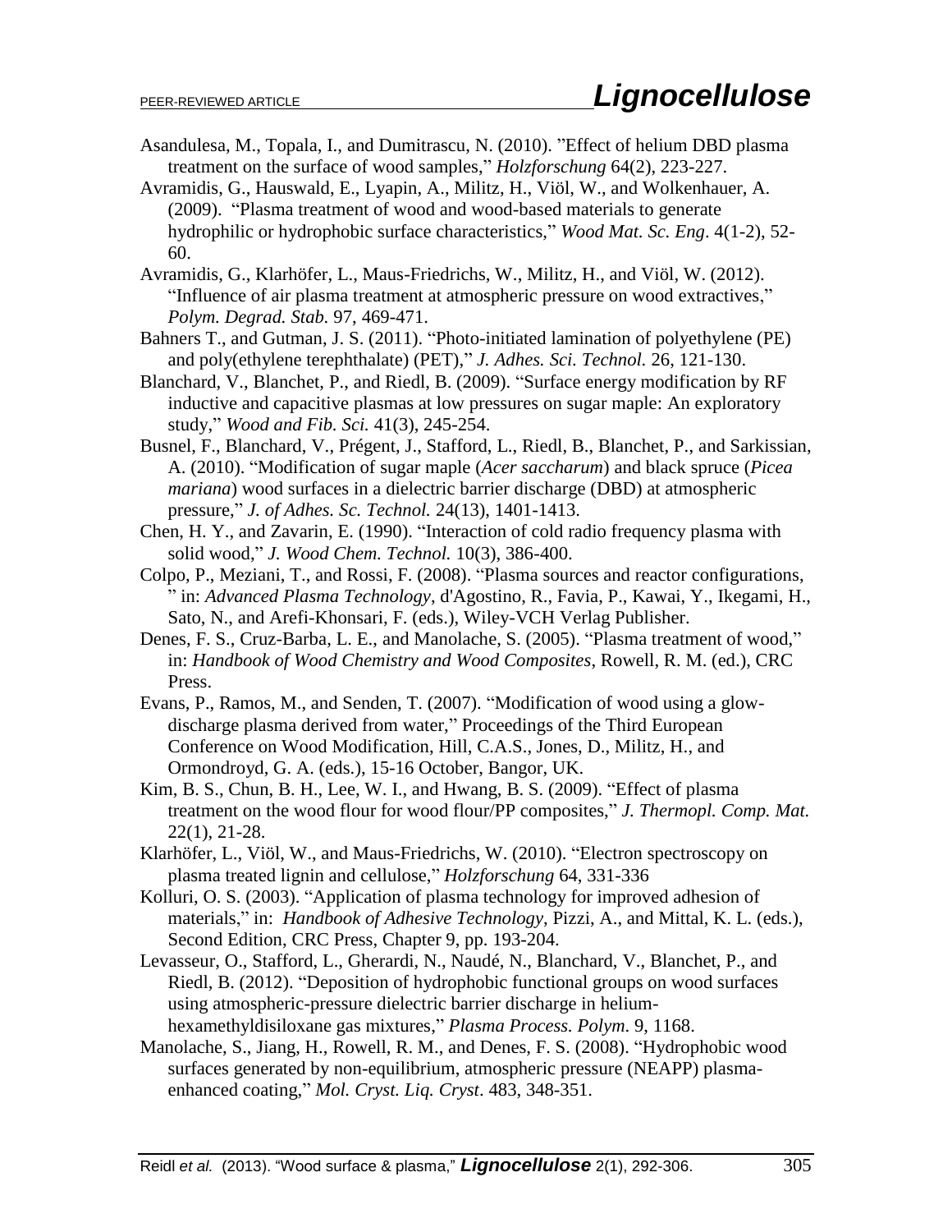Asandulesa, M., Topala, I., and Dumitrascu, N. (2010). ”Effect of helium DBD plasma treatment on the surface of wood samples,” *Holzforschung* 64(2), 223-227.

Avramidis, G., Hauswald, E., Lyapin, A., Militz, H., Viöl, W., and Wolkenhauer, A. (2009). “Plasma treatment of wood and wood-based materials to generate hydrophilic or hydrophobic surface characteristics,” *Wood Mat. Sc. Eng*. 4(1-2), 52-60.

Avramidis, G., Klarhöfer, L., Maus-Friedrichs, W., Militz, H., and Viöl, W. (2012). “Influence of air plasma treatment at atmospheric pressure on wood extractives,” *Polym. Degrad. Stab.* 97, 469-471.

Bahners T., and Gutman, J. S. (2011). “Photo-initiated lamination of polyethylene (PE) and poly(ethylene terephthalate) (PET),” *J. Adhes. Sci. Technol.* 26, 121-130.

Blanchard, V., Blanchet, P., and Riedl, B. (2009). “Surface energy modification by RF inductive and capacitive plasmas at low pressures on sugar maple: An exploratory study,” *Wood and Fib. Sci.* 41(3), 245-254.

Busnel, F., Blanchard, V., Prégent, J., Stafford, L., Riedl, B., Blanchet, P., and Sarkissian, A. (2010). “Modification of sugar maple (*Acer saccharum*) and black spruce (*Picea mariana*) wood surfaces in a dielectric barrier discharge (DBD) at atmospheric pressure,” *J. of Adhes. Sc. Technol.* 24(13), 1401-1413.

Chen, H. Y., and Zavarin, E. (1990). “Interaction of cold radio frequency plasma with solid wood,” *J. Wood Chem. Technol.* 10(3), 386-400.

Colpo, P., Meziani, T., and Rossi, F. (2008). “Plasma sources and reactor configurations, ” in: *Advanced Plasma Technology*, d'Agostino, R., Favia, P., Kawai, Y., Ikegami, H., Sato, N., and Arefi-Khonsari, F. (eds.), Wiley-VCH Verlag Publisher.

Denes, F. S., Cruz-Barba, L. E., and Manolache, S. (2005). “Plasma treatment of wood,” in: *Handbook of Wood Chemistry and Wood Composites*, Rowell, R. M. (ed.), CRC Press.

Evans, P., Ramos, M., and Senden, T. (2007). “Modification of wood using a glow-discharge plasma derived from water,” Proceedings of the Third European Conference on Wood Modification, Hill, C.A.S., Jones, D., Militz, H., and Ormondroyd, G. A. (eds.), 15-16 October, Bangor, UK.

Kim, B. S., Chun, B. H., Lee, W. I., and Hwang, B. S. (2009). “Effect of plasma treatment on the wood flour for wood flour/PP composites,” *J. Thermopl. Comp. Mat.* 22(1), 21-28.

Klarhöfer, L., Viöl, W., and Maus-Friedrichs, W. (2010). “Electron spectroscopy on plasma treated lignin and cellulose,” *Holzforschung* 64, 331-336

Kolluri, O. S. (2003). “Application of plasma technology for improved adhesion of materials,” in: *Handbook of Adhesive Technology*, Pizzi, A., and Mittal, K. L. (eds.), Second Edition, CRC Press, Chapter 9, pp. 193-204.

Levasseur, O., Stafford, L., Gherardi, N., Naudé, N., Blanchard, V., Blanchet, P., and Riedl, B. (2012). “Deposition of hydrophobic functional groups on wood surfaces using atmospheric-pressure dielectric barrier discharge in helium-hexamethyldisiloxane gas mixtures,” *Plasma Process. Polym*. 9, 1168.

Manolache, S., Jiang, H., Rowell, R. M., and Denes, F. S. (2008). “Hydrophobic wood surfaces generated by non-equilibrium, atmospheric pressure (NEAPP) plasma-enhanced coating,” *Mol. Cryst. Liq. Cryst*. 483, 348-351.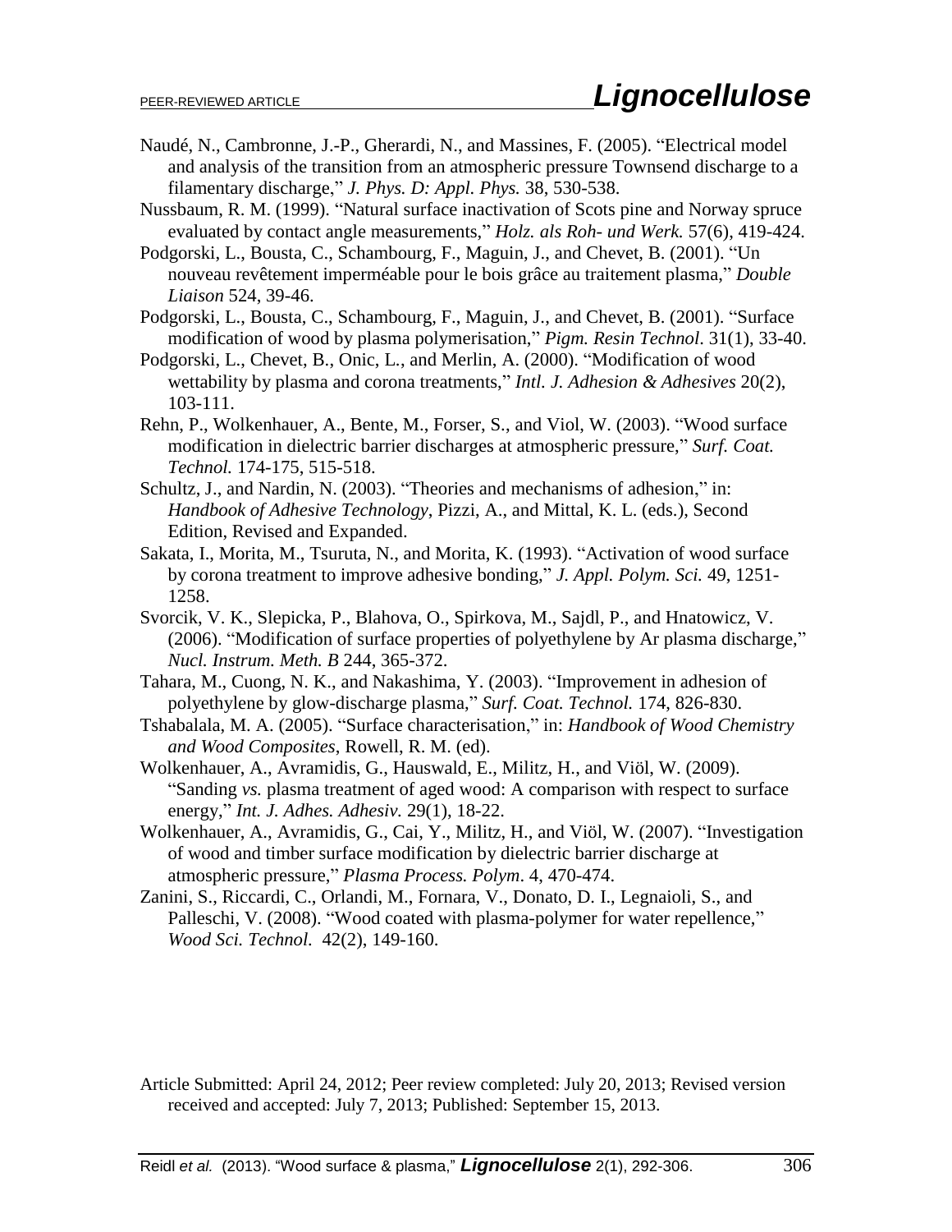Naudé, N., Cambronne, J.-P., Gherardi, N., and Massines, F. (2005). "Electrical model and analysis of the transition from an atmospheric pressure Townsend discharge to a filamentary discharge," *J. Phys. D: Appl. Phys.* 38, 530-538.

Nussbaum, R. M. (1999). "Natural surface inactivation of Scots pine and Norway spruce evaluated by contact angle measurements," *Holz. als Roh- und Werk.* 57(6), 419-424.

Podgorski, L., Bousta, C., Schambourg, F., Maguin, J., and Chevet, B. (2001). "Un nouveau revêtement imperméable pour le bois grâce au traitement plasma," *Double Liaison* 524, 39-46.

Podgorski, L., Bousta, C., Schambourg, F., Maguin, J., and Chevet, B. (2001). "Surface modification of wood by plasma polymerisation," *Pigm. Resin Technol*. 31(1), 33-40.

Podgorski, L., Chevet, B., Onic, L., and Merlin, A. (2000). "Modification of wood wettability by plasma and corona treatments," *Intl. J. Adhesion & Adhesives* 20(2), 103-111.

Rehn, P., Wolkenhauer, A., Bente, M., Forser, S., and Viol, W. (2003). "Wood surface modification in dielectric barrier discharges at atmospheric pressure," *Surf. Coat. Technol.* 174-175, 515-518.

Schultz, J., and Nardin, N. (2003). "Theories and mechanisms of adhesion," in: *Handbook of Adhesive Technology*, Pizzi, A., and Mittal, K. L. (eds.), Second Edition, Revised and Expanded.

Sakata, I., Morita, M., Tsuruta, N., and Morita, K. (1993). "Activation of wood surface by corona treatment to improve adhesive bonding," *J. Appl. Polym. Sci.* 49, 1251-1258.

Svorcik, V. K., Slepicka, P., Blahova, O., Spirkova, M., Sajdl, P., and Hnatowicz, V. (2006). "Modification of surface properties of polyethylene by Ar plasma discharge," *Nucl. Instrum. Meth. B* 244, 365-372.

Tahara, M., Cuong, N. K., and Nakashima, Y. (2003). "Improvement in adhesion of polyethylene by glow-discharge plasma," *Surf. Coat. Technol.* 174, 826-830.

Tshabalala, M. A. (2005). "Surface characterisation," in: *Handbook of Wood Chemistry and Wood Composites*, Rowell, R. M. (ed).

Wolkenhauer, A., Avramidis, G., Hauswald, E., Militz, H., and Viöl, W. (2009). "Sanding *vs.* plasma treatment of aged wood: A comparison with respect to surface energy," *Int. J. Adhes. Adhesiv*. 29(1), 18-22.

Wolkenhauer, A., Avramidis, G., Cai, Y., Militz, H., and Viöl, W. (2007). "Investigation of wood and timber surface modification by dielectric barrier discharge at atmospheric pressure," *Plasma Process. Polym*. 4, 470-474.

Zanini, S., Riccardi, C., Orlandi, M., Fornara, V., Donato, D. I., Legnaioli, S., and Palleschi, V. (2008). "Wood coated with plasma-polymer for water repellence," *Wood Sci. Technol.* 42(2), 149-160.

Article Submitted: April 24, 2012; Peer review completed: July 20, 2013; Revised version received and accepted: July 7, 2013; Published: September 15, 2013.